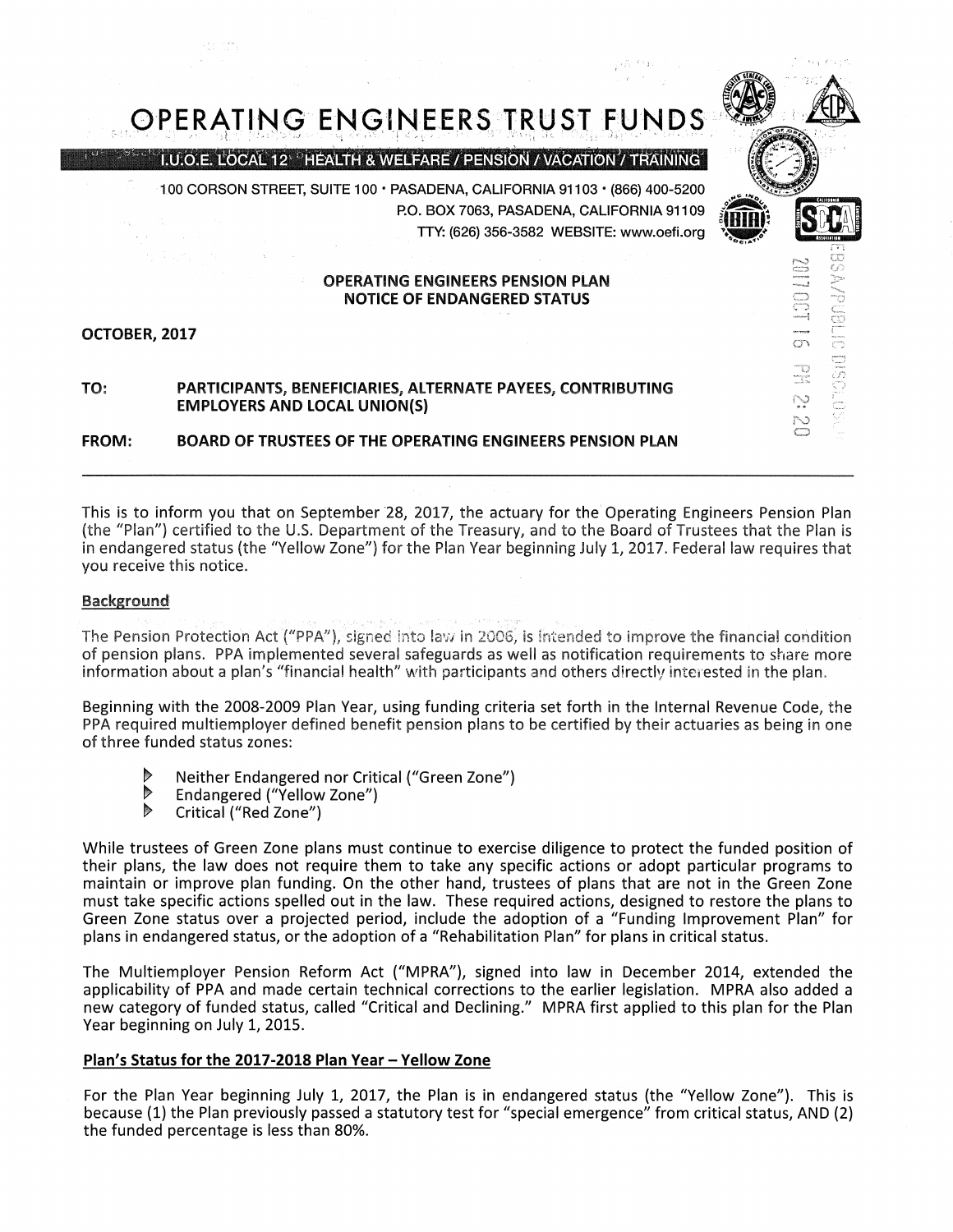# OPERATING ENGINEERS TRUST FUNDS

I.U.O.E. LOCAL 12 HEALTH & WELFARE / PENSION / VACATION / TRAINING

100 CORSON STREET, SUITE 100 • PASADENA, CALIFORNIA 91103 • (866) 400-5200
P.O. BOX 7063, PASADENA, CALIFORNIA 91109
TTY: (626) 356-3582 WEBSITE: www.oefi.org

2017 OCT 16 PM 2:20

EBSA/PUBLIC DISCLOSURE

## OPERATING ENGINEERS PENSION PLAN
## NOTICE OF ENDANGERED STATUS

**OCTOBER, 2017**

**TO: PARTICIPANTS, BENEFICIARIES, ALTERNATE PAYEES, CONTRIBUTING EMPLOYERS AND LOCAL UNION(S)**

**FROM: BOARD OF TRUSTEES OF THE OPERATING ENGINEERS PENSION PLAN**

---

This is to inform you that on September 28, 2017, the actuary for the Operating Engineers Pension Plan (the "Plan") certified to the U.S. Department of the Treasury, and to the Board of Trustees that the Plan is in endangered status (the "Yellow Zone") for the Plan Year beginning July 1, 2017. Federal law requires that you receive this notice.

### Background

The Pension Protection Act ("PPA"), signed into law in 2006, is intended to improve the financial condition of pension plans. PPA implemented several safeguards as well as notification requirements to share more information about a plan's "financial health" with participants and others directly interested in the plan.

Beginning with the 2008-2009 Plan Year, using funding criteria set forth in the Internal Revenue Code, the PPA required multiemployer defined benefit pension plans to be certified by their actuaries as being in one of three funded status zones:

- Neither Endangered nor Critical ("Green Zone")
- Endangered ("Yellow Zone")
- Critical ("Red Zone")

While trustees of Green Zone plans must continue to exercise diligence to protect the funded position of their plans, the law does not require them to take any specific actions or adopt particular programs to maintain or improve plan funding. On the other hand, trustees of plans that are not in the Green Zone must take specific actions spelled out in the law. These required actions, designed to restore the plans to Green Zone status over a projected period, include the adoption of a "Funding Improvement Plan" for plans in endangered status, or the adoption of a "Rehabilitation Plan" for plans in critical status.

The Multiemployer Pension Reform Act ("MPRA"), signed into law in December 2014, extended the applicability of PPA and made certain technical corrections to the earlier legislation. MPRA also added a new category of funded status, called "Critical and Declining." MPRA first applied to this plan for the Plan Year beginning on July 1, 2015.

### Plan's Status for the 2017-2018 Plan Year – Yellow Zone

For the Plan Year beginning July 1, 2017, the Plan is in endangered status (the "Yellow Zone"). This is because (1) the Plan previously passed a statutory test for "special emergence" from critical status, AND (2) the funded percentage is less than 80%.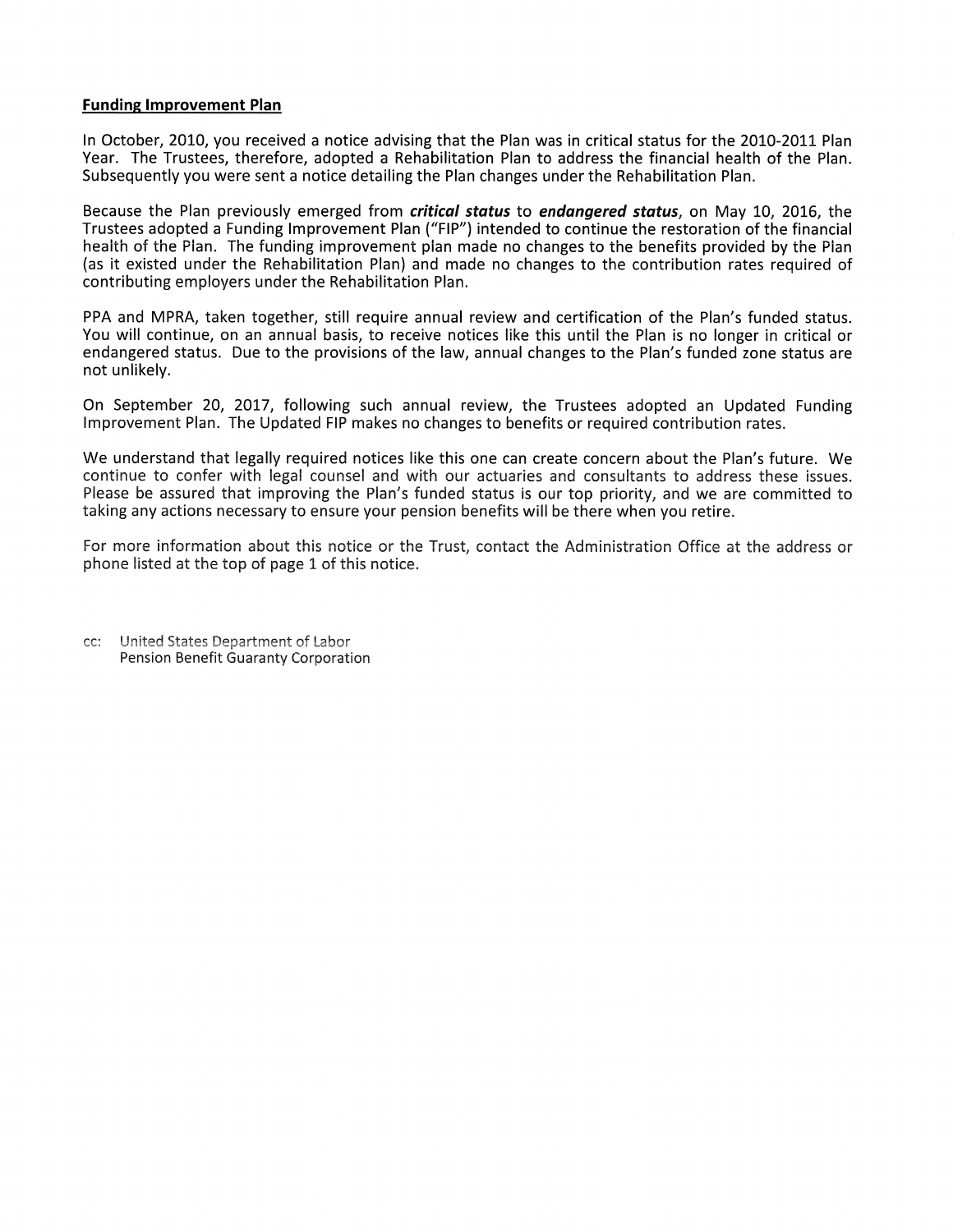## Funding Improvement Plan

In October, 2010, you received a notice advising that the Plan was in critical status for the 2010-2011 Plan Year. The Trustees, therefore, adopted a Rehabilitation Plan to address the financial health of the Plan. Subsequently you were sent a notice detailing the Plan changes under the Rehabilitation Plan.

Because the Plan previously emerged from ***critical status*** to ***endangered status***, on May 10, 2016, the Trustees adopted a Funding Improvement Plan ("FIP") intended to continue the restoration of the financial health of the Plan. The funding improvement plan made no changes to the benefits provided by the Plan (as it existed under the Rehabilitation Plan) and made no changes to the contribution rates required of contributing employers under the Rehabilitation Plan.

PPA and MPRA, taken together, still require annual review and certification of the Plan's funded status. You will continue, on an annual basis, to receive notices like this until the Plan is no longer in critical or endangered status. Due to the provisions of the law, annual changes to the Plan's funded zone status are not unlikely.

On September 20, 2017, following such annual review, the Trustees adopted an Updated Funding Improvement Plan. The Updated FIP makes no changes to benefits or required contribution rates.

We understand that legally required notices like this one can create concern about the Plan's future. We continue to confer with legal counsel and with our actuaries and consultants to address these issues. Please be assured that improving the Plan's funded status is our top priority, and we are committed to taking any actions necessary to ensure your pension benefits will be there when you retire.

For more information about this notice or the Trust, contact the Administration Office at the address or phone listed at the top of page 1 of this notice.

cc: United States Department of Labor
Pension Benefit Guaranty Corporation